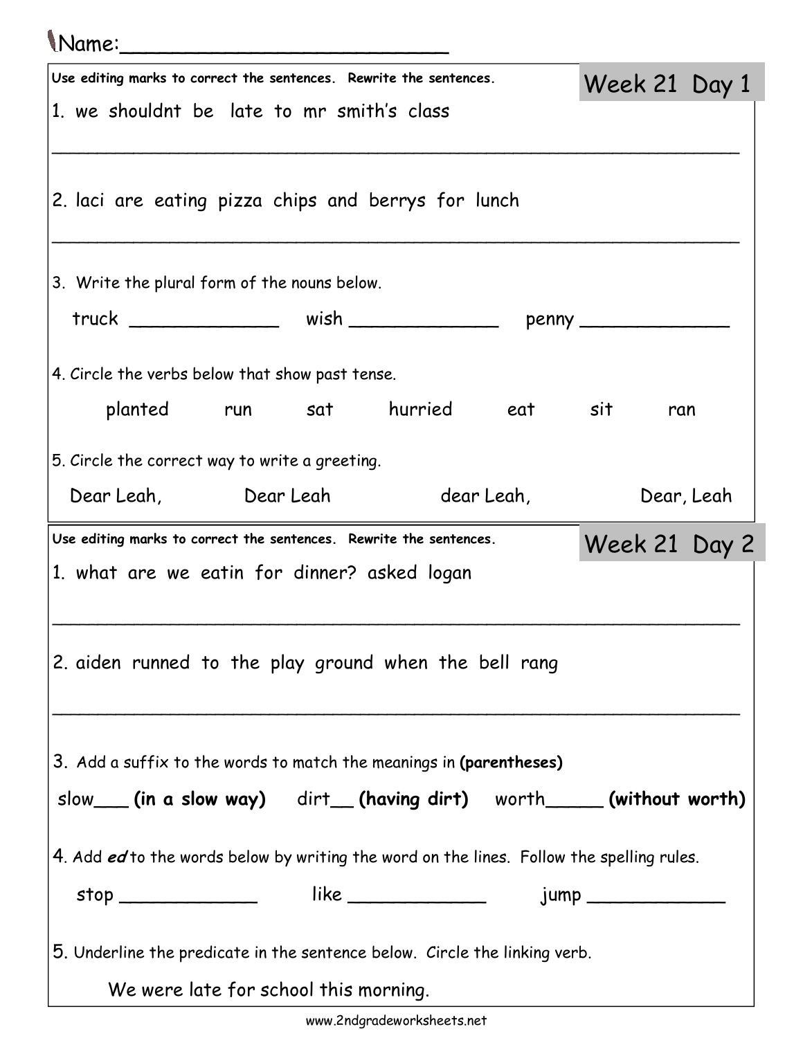Name:__________________________

## Week 21 Day 1

**Use editing marks to correct the sentences. Rewrite the sentences.**

1. we shouldnt be late to mr smith's class

_______________________________________________________________

2. laci are eating pizza chips and berrys for lunch

_______________________________________________________________

3. Write the plural form of the nouns below.

truck _____________ wish _____________ penny _____________

4. Circle the verbs below that show past tense.

planted run sat hurried eat sit ran

5. Circle the correct way to write a greeting.

Dear Leah, Dear Leah dear Leah, Dear, Leah

## Week 21 Day 2

**Use editing marks to correct the sentences. Rewrite the sentences.**

1. what are we eatin for dinner? asked logan

_______________________________________________________________

2. aiden runned to the play ground when the bell rang

_______________________________________________________________

3. Add a suffix to the words to match the meanings in **(parentheses)**

slow___ **(in a slow way)** dirt__ **(having dirt)** worth_____ **(without worth)**

4. Add ***ed*** to the words below by writing the word on the lines. Follow the spelling rules.

stop ____________ like ____________ jump ____________

5. Underline the predicate in the sentence below. Circle the linking verb.

We were late for school this morning.

www.2ndgradeworksheets.net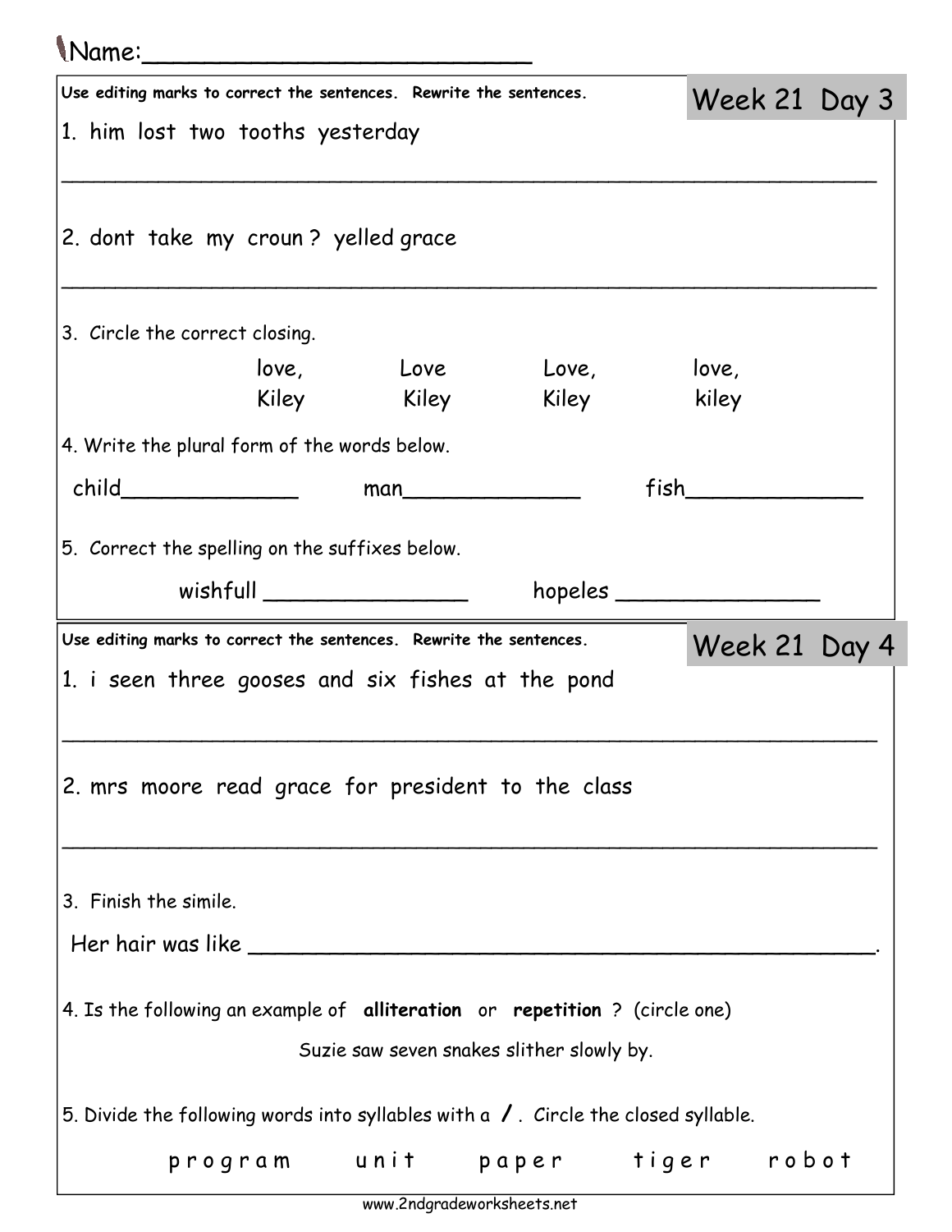Name:_________________________

## Week 21 Day 3

Use editing marks to correct the sentences. Rewrite the sentences.

1. him lost two tooths yesterday

_______________________________________________________________

2. dont take my croun ? yelled grace

_______________________________________________________________

3. Circle the correct closing.

| love, | Love | Love, | love, |
|---|---|---|---|
| Kiley | Kiley | Kiley | kiley |

4. Write the plural form of the words below.

child_____________ man_____________ fish_____________

5. Correct the spelling on the suffixes below.

wishfull _______________ hopeles _______________

## Week 21 Day 4

Use editing marks to correct the sentences. Rewrite the sentences.

1. i seen three gooses and six fishes at the pond

_______________________________________________________________

2. mrs moore read grace for president to the class

_______________________________________________________________

3. Finish the simile.

Her hair was like _____________________________________________.

4. Is the following an example of **alliteration** or **repetition** ? (circle one)

Suzie saw seven snakes slither slowly by.

5. Divide the following words into syllables with a **/** . Circle the closed syllable.

p r o g r a m u n i t p a p e r t i g e r r o b o t

www.2ndgradeworksheets.net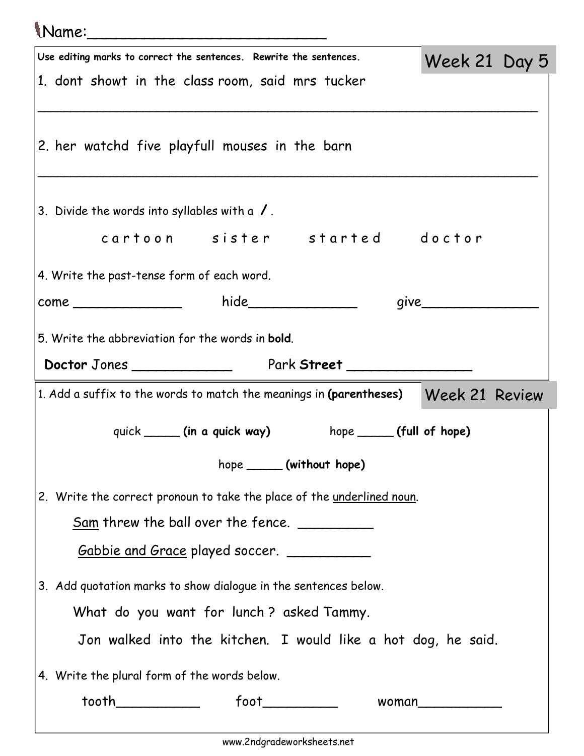Name:___________________________

Use editing marks to correct the sentences. Rewrite the sentences.

## Week 21 Day 5

1. dont showt in the class room, said mrs tucker

_______________________________________________________________

2. her watchd five playfull mouses in the barn

_______________________________________________________________

3. Divide the words into syllables with a **/** .

c a r t o o n     s i s t e r     s t a r t e d     d o c t o r

4. Write the past-tense form of each word.

come _____________     hide_____________     give______________

5. Write the abbreviation for the words in **bold**.

**Doctor** Jones ____________     Park **Street** _______________

## Week 21 Review

1. Add a suffix to the words to match the meanings in **(parentheses)**

quick _____ **(in a quick way)**     hope _____ **(full of hope)**

hope _____ **(without hope)**

2. Write the correct pronoun to take the place of the underlined noun.

<u>Sam</u> threw the ball over the fence. _________

<u>Gabbie and Grace</u> played soccer. __________

3. Add quotation marks to show dialogue in the sentences below.

What do you want for lunch ? asked Tammy.

Jon walked into the kitchen. I would like a hot dog, he said.

4. Write the plural form of the words below.

tooth__________     foot_________     woman__________

www.2ndgradeworksheets.net